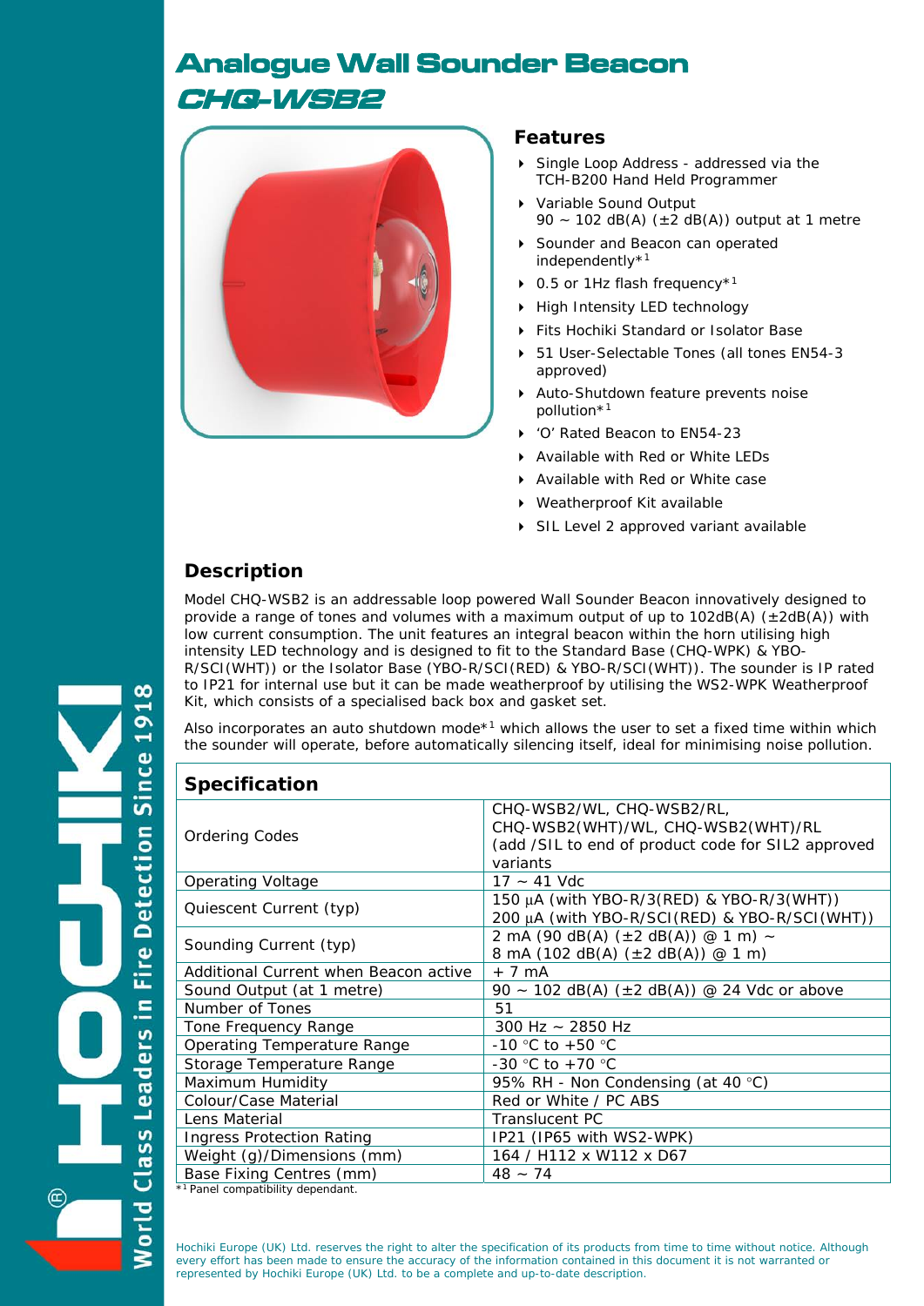# Analogue Wall Sounder Beacon

## *CHQ-WSB2*

### Features

- Single Loop Address - addressed via the TCH-B200 Hand Held Programmer
- Variable Sound Output 90 ~ 102 dB(A) (±2 dB(A)) output at 1 metre
- Sounder and Beacon can operated independently*[1]
- 0.5 or 1Hz flash frequency*[1]
- High Intensity LED technology
- Fits Hochiki Standard or Isolator Base
- 51 User-Selectable Tones (all tones EN54-3 approved)
- Auto-Shutdown feature prevents noise pollution*[1]
- 'O' Rated Beacon to EN54-23
- Available with Red or White LEDs
- Available with Red or White case
- Weatherproof Kit available
- SIL Level 2 approved variant available

### Description

Model CHQ-WSB2 is an addressable loop powered Wall Sounder Beacon innovatively designed to provide a range of tones and volumes with a maximum output of up to 102dB(A) (±2dB(A)) with low current consumption. The unit features an integral beacon within the horn utilising high intensity LED technology and is designed to fit to the Standard Base (CHQ-WPK) & YBO-R/SCI(WHT)) or the Isolator Base (YBO-R/SCI(RED) & YBO-R/SCI(WHT)). The sounder is IP rated to IP21 for internal use but it can be made weatherproof by utilising the WS2-WPK Weatherproof Kit, which consists of a specialised back box and gasket set.

Also incorporates an auto shutdown mode*[1] which allows the user to set a fixed time within which the sounder will operate, before automatically silencing itself, ideal for minimising noise pollution.

### Specification

| Specification | |
|---|---|
| Ordering Codes | CHQ-WSB2/WL, CHQ-WSB2/RL, CHQ-WSB2(WHT)/WL, CHQ-WSB2(WHT)/RL (add /SIL to end of product code for SIL2 approved variants |
| Operating Voltage | 17 ~ 41 Vdc |
| Quiescent Current (typ) | 150 µA (with YBO-R/3(RED) & YBO-R/3(WHT)) 200 µA (with YBO-R/SCI(RED) & YBO-R/SCI(WHT)) |
| Sounding Current (typ) | 2 mA (90 dB(A) (±2 dB(A)) @ 1 m) ~ 8 mA (102 dB(A) (±2 dB(A)) @ 1 m) |
| Additional Current when Beacon active | + 7 mA |
| Sound Output (at 1 metre) | 90 ~ 102 dB(A) (±2 dB(A)) @ 24 Vdc or above |
| Number of Tones | 51 |
| Tone Frequency Range | 300 Hz ~ 2850 Hz |
| Operating Temperature Range | -10 °C to +50 °C |
| Storage Temperature Range | -30 °C to +70 °C |
| Maximum Humidity | 95% RH - Non Condensing (at 40 °C) |
| Colour/Case Material | Red or White / PC ABS |
| Lens Material | Translucent PC |
| Ingress Protection Rating | IP21 (IP65 with WS2-WPK) |
| Weight (g)/Dimensions (mm) | 164 / H112 x W112 x D67 |
| Base Fixing Centres (mm) | 48 ~ 74 |

*[1] Panel compatibility dependant.

Hochiki Europe (UK) Ltd. reserves the right to alter the specification of its products from time to time without notice. Although every effort has been made to ensure the accuracy of the information contained in this document it is not warranted or represented by Hochiki Europe (UK) Ltd. to be a complete and up-to-date description.

HOCHIKI® World Class Leaders in Fire Detection Since 1918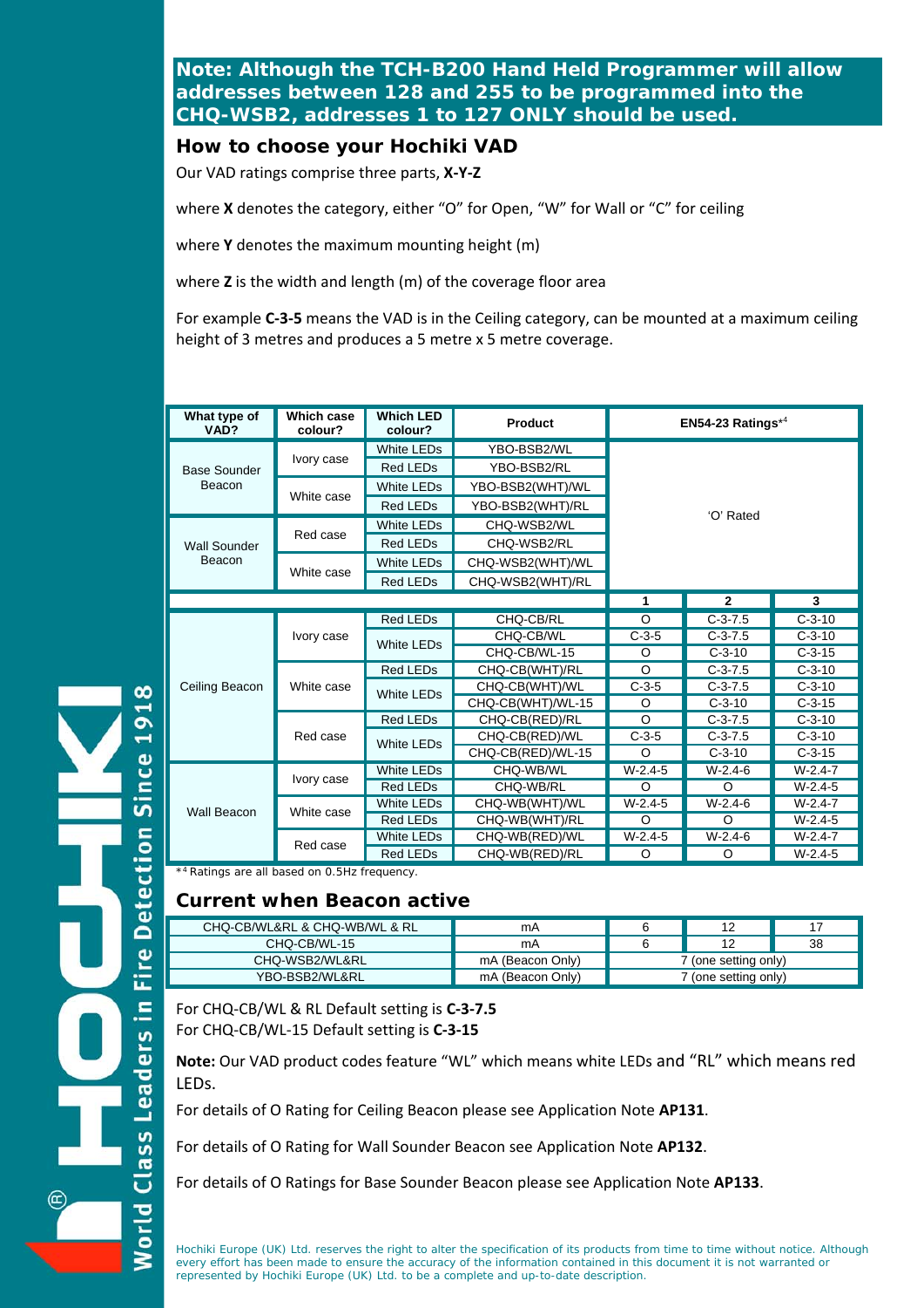**Note: Although the TCH-B200 Hand Held Programmer will allow addresses between 128 and 255 to be programmed into the CHQ-WSB2, addresses 1 to 127 ONLY should be used.**

## How to choose your Hochiki VAD

Our VAD ratings comprise three parts, **X-Y-Z**

where **X** denotes the category, either "O" for Open, "W" for Wall or "C" for ceiling

where **Y** denotes the maximum mounting height (m)

where **Z** is the width and length (m) of the coverage floor area

For example **C-3-5** means the VAD is in the Ceiling category, can be mounted at a maximum ceiling height of 3 metres and produces a 5 metre x 5 metre coverage.

| What type of VAD? | Which case colour? | Which LED colour? | Product | EN54-23 Ratings*[4] | | |
|---|---|---|---|---|---|---|
| Base Sounder Beacon | Ivory case | White LEDs | YBO-BSB2/WL | 'O' Rated | | |
| | | Red LEDs | YBO-BSB2/RL | | | |
| | White case | White LEDs | YBO-BSB2(WHT)/WL | | | |
| | | Red LEDs | YBO-BSB2(WHT)/RL | | | |
| Wall Sounder Beacon | Red case | White LEDs | CHQ-WSB2/WL | | | |
| | | Red LEDs | CHQ-WSB2/RL | | | |
| | White case | White LEDs | CHQ-WSB2(WHT)/WL | | | |
| | | Red LEDs | CHQ-WSB2(WHT)/RL | | | |
| | | | | **1** | **2** | **3** |
| Ceiling Beacon | Ivory case | Red LEDs | CHQ-CB/RL | O | C-3-7.5 | C-3-10 |
| | | White LEDs | CHQ-CB/WL | C-3-5 | C-3-7.5 | C-3-10 |
| | | | CHQ-CB/WL-15 | O | C-3-10 | C-3-15 |
| | White case | Red LEDs | CHQ-CB(WHT)/RL | O | C-3-7.5 | C-3-10 |
| | | White LEDs | CHQ-CB(WHT)/WL | C-3-5 | C-3-7.5 | C-3-10 |
| | | | CHQ-CB(WHT)/WL-15 | O | C-3-10 | C-3-15 |
| | Red case | Red LEDs | CHQ-CB(RED)/RL | O | C-3-7.5 | C-3-10 |
| | | White LEDs | CHQ-CB(RED)/WL | C-3-5 | C-3-7.5 | C-3-10 |
| | | | CHQ-CB(RED)/WL-15 | O | C-3-10 | C-3-15 |
| Wall Beacon | Ivory case | White LEDs | CHQ-WB/WL | W-2.4-5 | W-2.4-6 | W-2.4-7 |
| | | Red LEDs | CHQ-WB/RL | O | O | W-2.4-5 |
| | White case | White LEDs | CHQ-WB(WHT)/WL | W-2.4-5 | W-2.4-6 | W-2.4-7 |
| | | Red LEDs | CHQ-WB(WHT)/RL | O | O | W-2.4-5 |
| | Red case | White LEDs | CHQ-WB(RED)/WL | W-2.4-5 | W-2.4-6 | W-2.4-7 |
| | | Red LEDs | CHQ-WB(RED)/RL | O | O | W-2.4-5 |

*[4] Ratings are all based on 0.5Hz frequency.

## Current when Beacon active

| | | | | |
|---|---|---|---|---|
| CHQ-CB/WL&RL & CHQ-WB/WL & RL | mA | 6 | 12 | 17 |
| CHQ-CB/WL-15 | mA | 6 | 12 | 38 |
| CHQ-WSB2/WL&RL | mA (Beacon Only) | 7 (one setting only) | | |
| YBO-BSB2/WL&RL | mA (Beacon Only) | 7 (one setting only) | | |

For CHQ-CB/WL & RL Default setting is **C-3-7.5**
For CHQ-CB/WL-15 Default setting is **C-3-15**

**Note:** Our VAD product codes feature "WL" which means white LEDs and "RL" which means red LEDs.

For details of O Rating for Ceiling Beacon please see Application Note **AP131**.

For details of O Rating for Wall Sounder Beacon see Application Note **AP132**.

For details of O Ratings for Base Sounder Beacon please see Application Note **AP133**.

Hochiki Europe (UK) Ltd. reserves the right to alter the specification of its products from time to time without notice. Although every effort has been made to ensure the accuracy of the information contained in this document it is not warranted or represented by Hochiki Europe (UK) Ltd. to be a complete and up-to-date description.